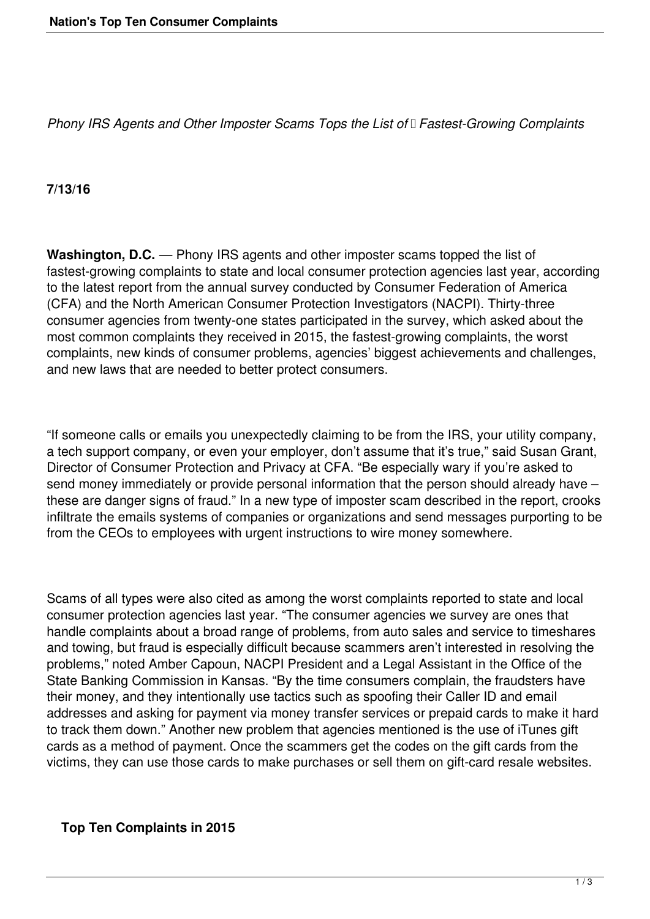*Phony IRS Agents and Other Imposter Scams Tops the List of Fastest-Growing Complaints*

**7/13/16**

**Washington, D.C.** — Phony IRS agents and other imposter scams topped the list of fastest-growing complaints to state and local consumer protection agencies last year, according to the latest report from the annual survey conducted by Consumer Federation of America (CFA) and the North American Consumer Protection Investigators (NACPI). Thirty-three consumer agencies from twenty-one states participated in the survey, which asked about the most common complaints they received in 2015, the fastest-growing complaints, the worst complaints, new kinds of consumer problems, agencies' biggest achievements and challenges, and new laws that are needed to better protect consumers.

"If someone calls or emails you unexpectedly claiming to be from the IRS, your utility company, a tech support company, or even your employer, don't assume that it's true," said Susan Grant, Director of Consumer Protection and Privacy at CFA. "Be especially wary if you're asked to send money immediately or provide personal information that the person should already have – these are danger signs of fraud." In a new type of imposter scam described in the report, crooks infiltrate the emails systems of companies or organizations and send messages purporting to be from the CEOs to employees with urgent instructions to wire money somewhere.

Scams of all types were also cited as among the worst complaints reported to state and local consumer protection agencies last year. "The consumer agencies we survey are ones that handle complaints about a broad range of problems, from auto sales and service to timeshares and towing, but fraud is especially difficult because scammers aren't interested in resolving the problems," noted Amber Capoun, NACPI President and a Legal Assistant in the Office of the State Banking Commission in Kansas. "By the time consumers complain, the fraudsters have their money, and they intentionally use tactics such as spoofing their Caller ID and email addresses and asking for payment via money transfer services or prepaid cards to make it hard to track them down." Another new problem that agencies mentioned is the use of iTunes gift cards as a method of payment. Once the scammers get the codes on the gift cards from the victims, they can use those cards to make purchases or sell them on gift-card resale websites.

**Top Ten Complaints in 2015**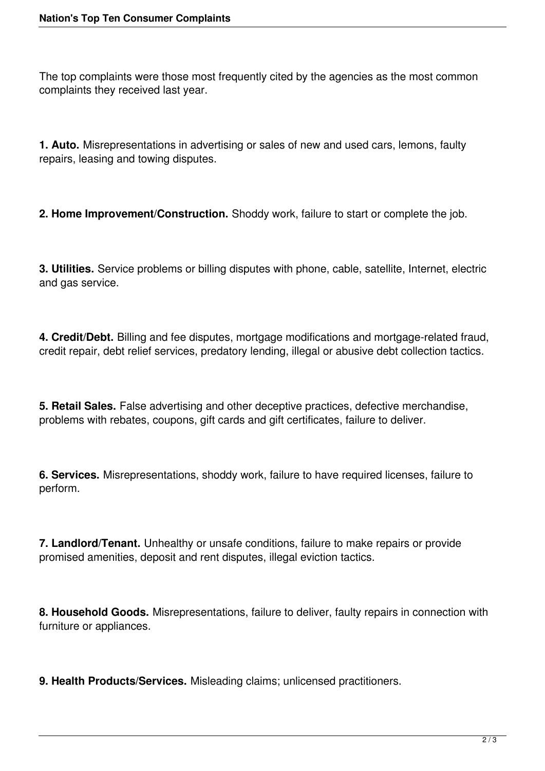The top complaints were those most frequently cited by the agencies as the most common complaints they received last year.

**1. Auto.** Misrepresentations in advertising or sales of new and used cars, lemons, faulty repairs, leasing and towing disputes.

**2. Home Improvement/Construction.** Shoddy work, failure to start or complete the job.

**3. Utilities.** Service problems or billing disputes with phone, cable, satellite, Internet, electric and gas service.

**4. Credit/Debt.** Billing and fee disputes, mortgage modifications and mortgage-related fraud, credit repair, debt relief services, predatory lending, illegal or abusive debt collection tactics.

**5. Retail Sales.** False advertising and other deceptive practices, defective merchandise, problems with rebates, coupons, gift cards and gift certificates, failure to deliver.

**6. Services.** Misrepresentations, shoddy work, failure to have required licenses, failure to perform.

**7. Landlord/Tenant.** Unhealthy or unsafe conditions, failure to make repairs or provide promised amenities, deposit and rent disputes, illegal eviction tactics.

**8. Household Goods.** Misrepresentations, failure to deliver, faulty repairs in connection with furniture or appliances.

**9. Health Products/Services.** Misleading claims; unlicensed practitioners.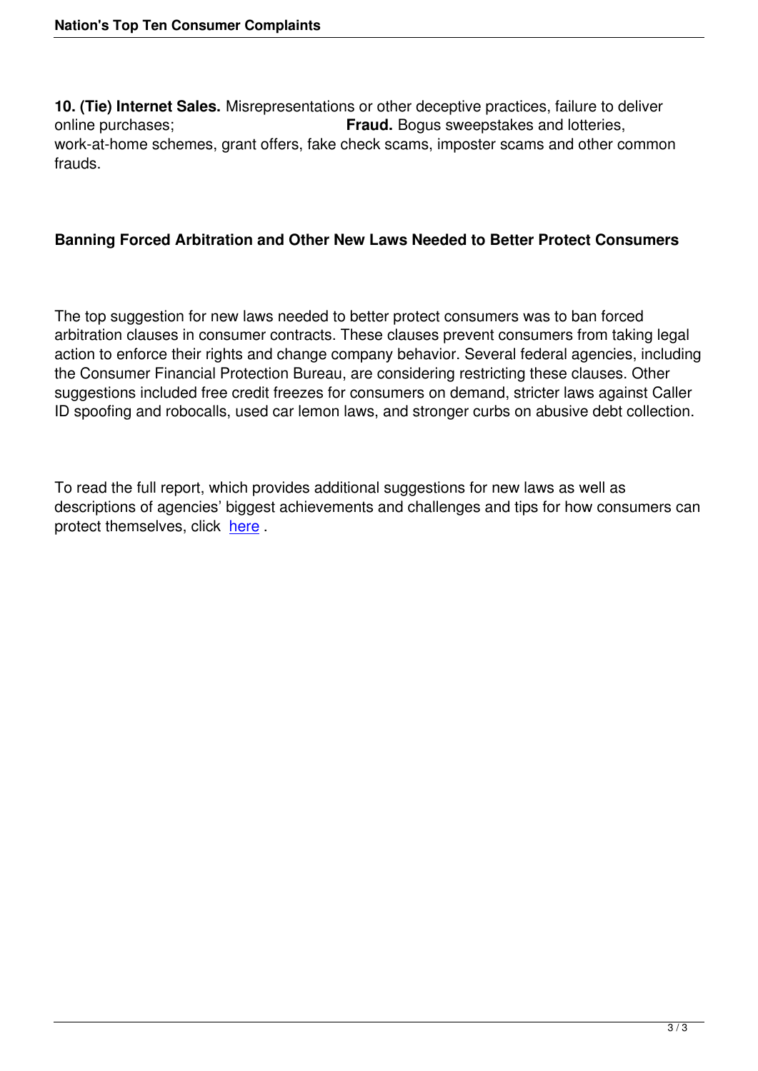**10. (Tie) Internet Sales.** Misrepresentations or other deceptive practices, failure to deliver online purchases; **Fraud.** Bogus sweepstakes and lotteries, work-at-home schemes, grant offers, fake check scams, imposter scams and other common frauds.

## Banning Forced Arbitration and Other New Laws Needed to Better Protect Consumers

The top suggestion for new laws needed to better protect consumers was to ban forced arbitration clauses in consumer contracts. These clauses prevent consumers from taking legal action to enforce their rights and change company behavior. Several federal agencies, including the Consumer Financial Protection Bureau, are considering restricting these clauses. Other suggestions included free credit freezes for consumers on demand, stricter laws against Caller ID spoofing and robocalls, used car lemon laws, and stronger curbs on abusive debt collection.

To read the full report, which provides additional suggestions for new laws as well as descriptions of agencies' biggest achievements and challenges and tips for how consumers can protect themselves, click here .